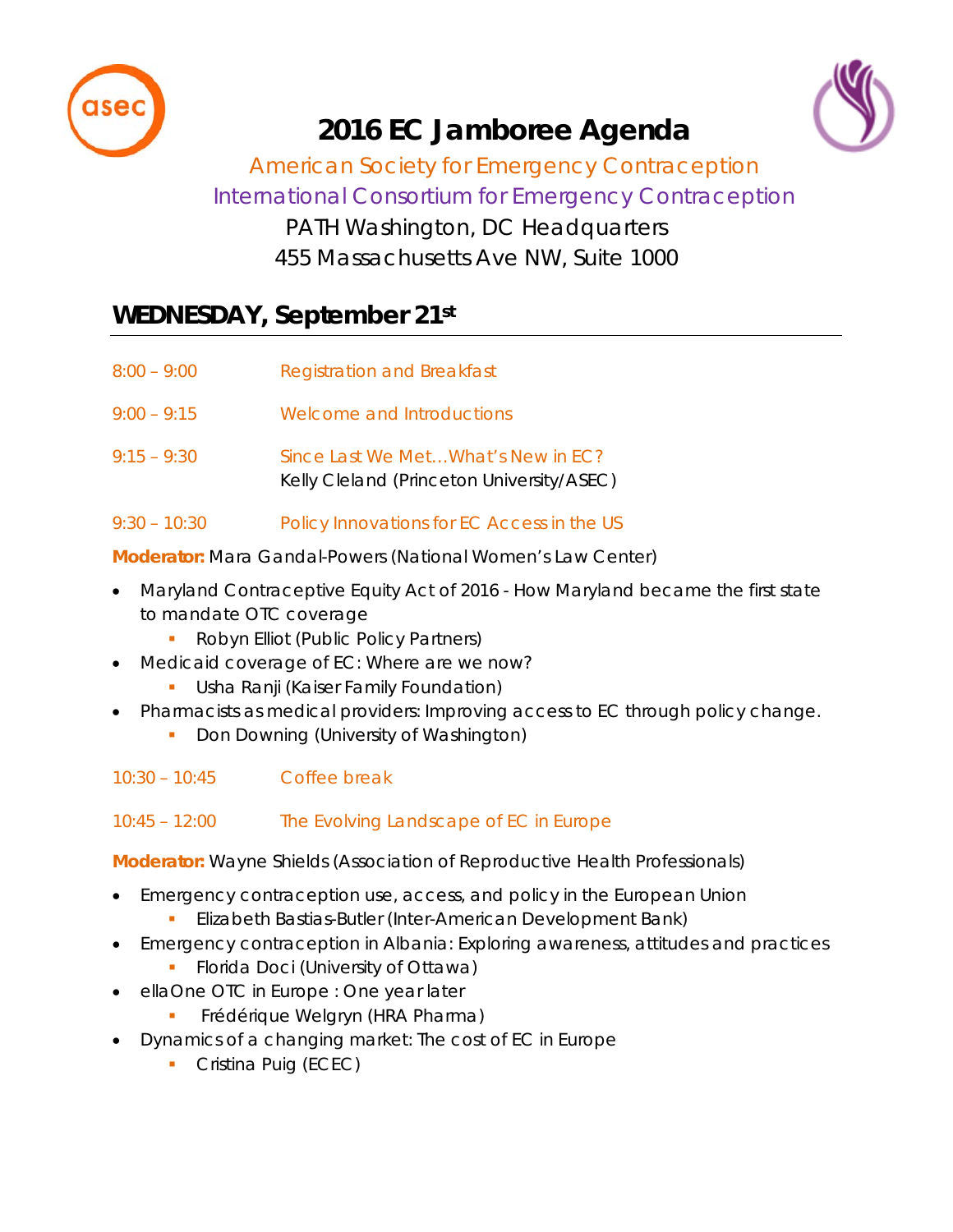# 2016 EC Jamboree Agenda

American Society for Emergency Contraception

International Consortium for Emergency Contraception

PATH Washington, DC Headquarters

455 Massachusetts Ave NW, Suite 1000

## WEDNESDAY, September 21st

8:00 – 9:00 Registration and Breakfast

9:00 – 9:15 Welcome and Introductions

9:15 – 9:30 Since Last We Met…What's New in EC?
Kelly Cleland (Princeton University/ASEC)

9:30 – 10:30 Policy Innovations for EC Access in the US

**Moderator:** Mara Gandal-Powers (National Women's Law Center)

- Maryland Contraceptive Equity Act of 2016 - How Maryland became the first state to mandate OTC coverage
  - Robyn Elliot (Public Policy Partners)
- Medicaid coverage of EC: Where are we now?
  - Usha Ranji (Kaiser Family Foundation)
- Pharmacists as medical providers: Improving access to EC through policy change.
  - Don Downing (University of Washington)

10:30 – 10:45 Coffee break

10:45 – 12:00 The Evolving Landscape of EC in Europe

**Moderator:** Wayne Shields (Association of Reproductive Health Professionals)

- Emergency contraception use, access, and policy in the European Union
  - Elizabeth Bastias-Butler (Inter-American Development Bank)
- Emergency contraception in Albania: Exploring awareness, attitudes and practices
  - Florida Doci (University of Ottawa)
- ellaOne OTC in Europe : One year later
  - Frédérique Welgryn (HRA Pharma)
- Dynamics of a changing market: The cost of EC in Europe
  - Cristina Puig (ECEC)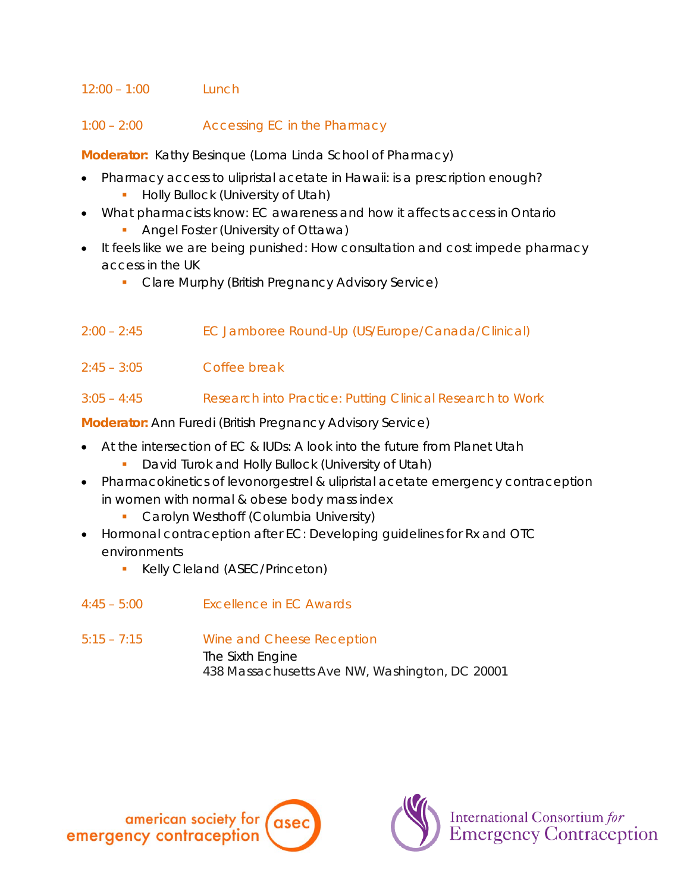12:00 – 1:00 Lunch

1:00 – 2:00 Accessing EC in the Pharmacy

**Moderator:** Kathy Besinque (Loma Linda School of Pharmacy)

- Pharmacy access to ulipristal acetate in Hawaii: is a prescription enough?
  - Holly Bullock (University of Utah)
- What pharmacists know: EC awareness and how it affects access in Ontario
  - Angel Foster (University of Ottawa)
- It feels like we are being punished: How consultation and cost impede pharmacy access in the UK
  - Clare Murphy (British Pregnancy Advisory Service)

2:00 – 2:45 EC Jamboree Round-Up (US/Europe/Canada/Clinical)

2:45 – 3:05 Coffee break

3:05 – 4:45 Research into Practice: Putting Clinical Research to Work

**Moderator:** Ann Furedi (British Pregnancy Advisory Service)

- At the intersection of EC & IUDs: A look into the future from Planet Utah
  - David Turok and Holly Bullock (University of Utah)
- Pharmacokinetics of levonorgestrel & ulipristal acetate emergency contraception in women with normal & obese body mass index
  - Carolyn Westhoff (Columbia University)
- Hormonal contraception after EC: Developing guidelines for Rx and OTC environments
  - Kelly Cleland (ASEC/Princeton)

4:45 – 5:00 Excellence in EC Awards

5:15 – 7:15 Wine and Cheese Reception
The Sixth Engine
438 Massachusetts Ave NW, Washington, DC 20001

american society for emergency contraception (asec)

International Consortium *for* Emergency Contraception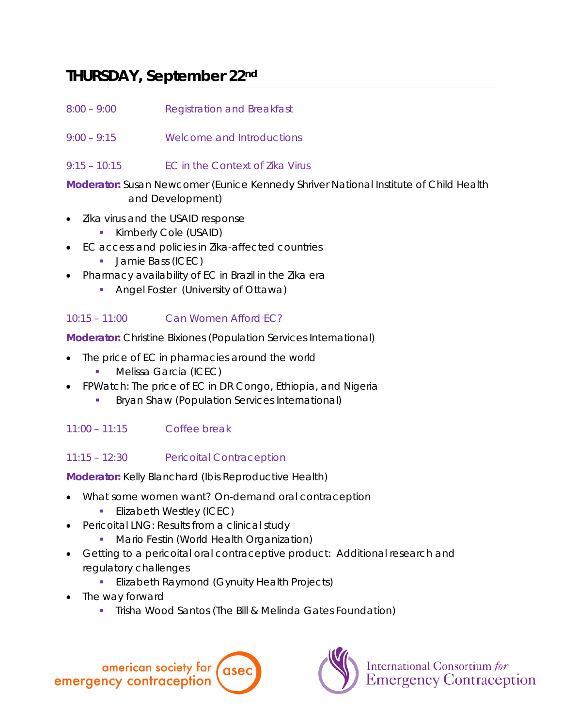## THURSDAY, September 22nd

8:00 – 9:00 Registration and Breakfast

9:00 – 9:15 Welcome and Introductions

9:15 – 10:15 EC in the Context of Zika Virus

**Moderator:** Susan Newcomer (Eunice Kennedy Shriver National Institute of Child Health and Development)

- Zika virus and the USAID response
  - Kimberly Cole (USAID)
- EC access and policies in Zika-affected countries
  - Jamie Bass (ICEC)
- Pharmacy availability of EC in Brazil in the Zika era
  - Angel Foster (University of Ottawa)

10:15 – 11:00 Can Women Afford EC?

**Moderator:** Christine Bixiones (Population Services International)

- The price of EC in pharmacies around the world
  - Melissa Garcia (ICEC)
- FPWatch: The price of EC in DR Congo, Ethiopia, and Nigeria
  - Bryan Shaw (Population Services International)

11:00 – 11:15 Coffee break

11:15 – 12:30 Pericoital Contraception

**Moderator:** Kelly Blanchard (Ibis Reproductive Health)

- What some women want? On-demand oral contraception
  - Elizabeth Westley (ICEC)
- Pericoital LNG: Results from a clinical study
  - Mario Festin (World Health Organization)
- Getting to a pericoital oral contraceptive product: Additional research and regulatory challenges
  - Elizabeth Raymond (Gynuity Health Projects)
- The way forward
  - Trisha Wood Santos (The Bill & Melinda Gates Foundation)

american society for emergency contraception (asec)

International Consortium *for* Emergency Contraception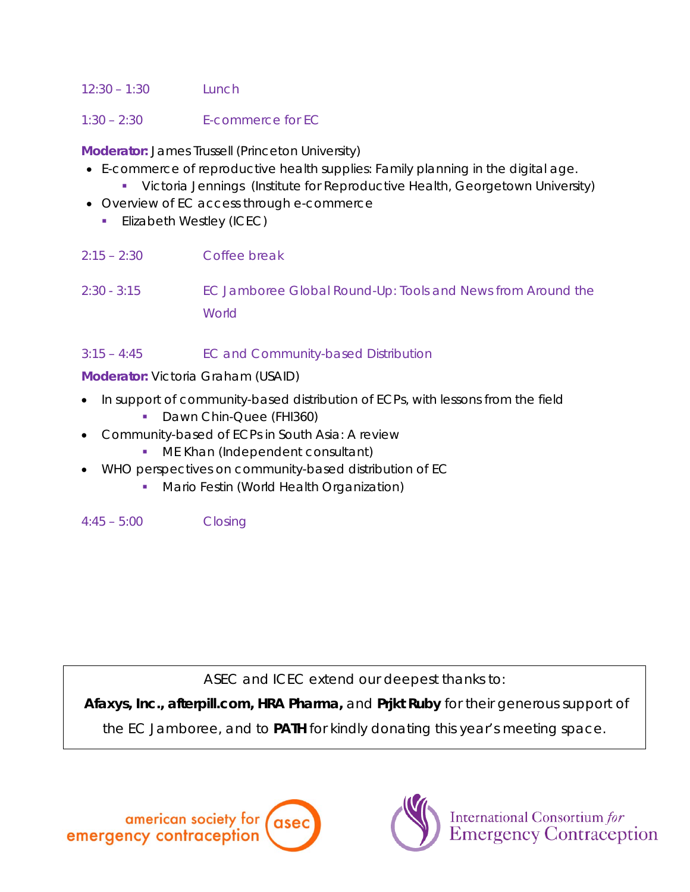12:30 – 1:30 Lunch

1:30 – 2:30 E-commerce for EC

**Moderator:** James Trussell (Princeton University)

- E-commerce of reproductive health supplies: Family planning in the digital age.
  - Victoria Jennings (Institute for Reproductive Health, Georgetown University)
- Overview of EC access through e-commerce
  - Elizabeth Westley (ICEC)

2:15 – 2:30 Coffee break

2:30 - 3:15 EC Jamboree Global Round-Up: Tools and News from Around the World

3:15 – 4:45 EC and Community-based Distribution

**Moderator:** Victoria Graham (USAID)

- In support of community-based distribution of ECPs, with lessons from the field
  - Dawn Chin-Quee (FHI360)
- Community-based of ECPs in South Asia: A review
  - ME Khan (Independent consultant)
- WHO perspectives on community-based distribution of EC
  - Mario Festin (World Health Organization)

4:45 – 5:00 Closing

ASEC and ICEC extend our deepest thanks to:

**Afaxys, Inc., afterpill.com, HRA Pharma,** and **Prjkt Ruby** for their generous support of the EC Jamboree, and to **PATH** for kindly donating this year's meeting space.

american society for emergency contraception asec

International Consortium *for* Emergency Contraception